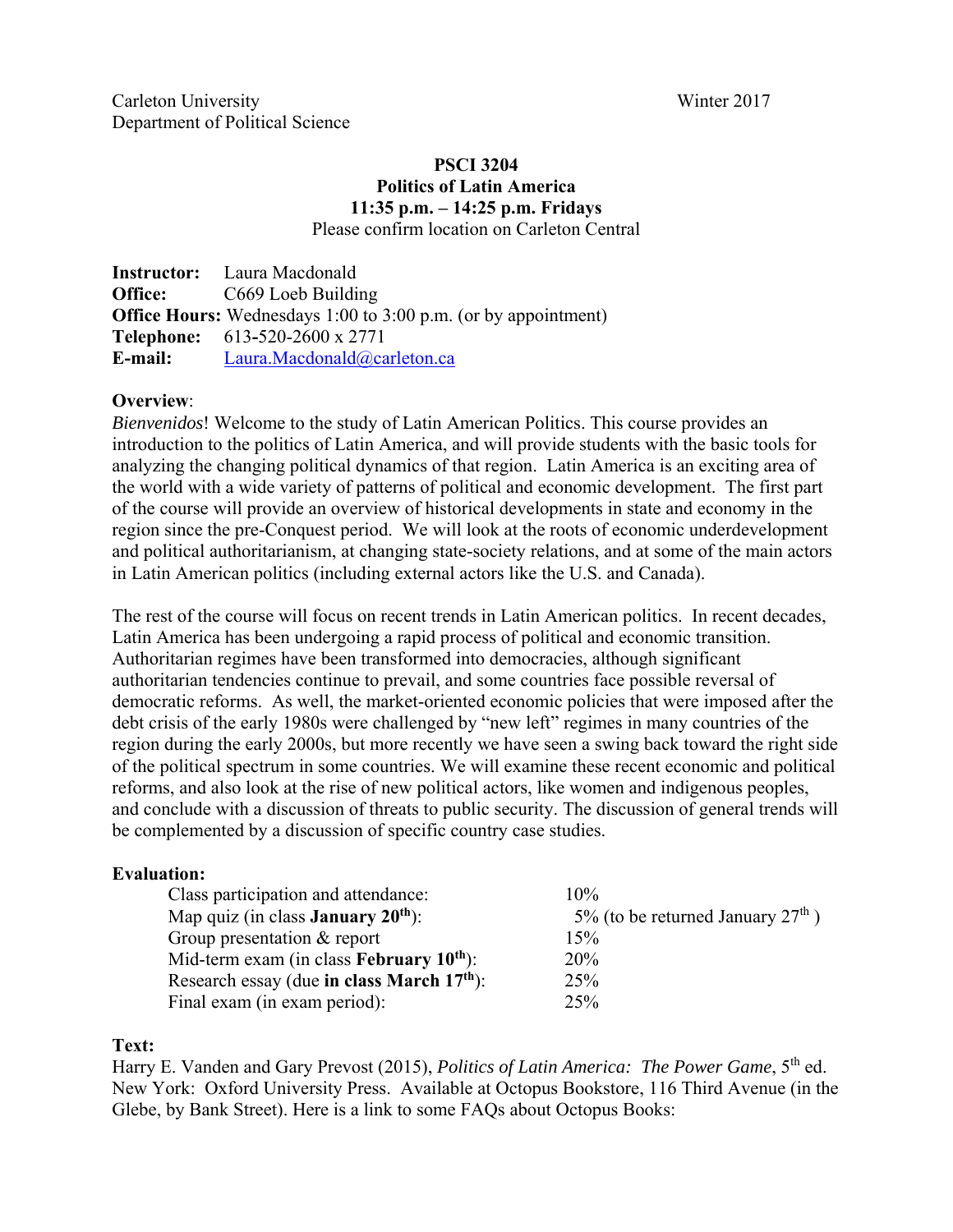Carleton University  
Department of Political Science

Winter 2017

# PSCI 3204
## Politics of Latin America
**11:35 p.m. – 14:25 p.m. Fridays**

Please confirm location on Carleton Central

**Instructor:** Laura Macdonald  
**Office:** C669 Loeb Building  
**Office Hours:** Wednesdays 1:00 to 3:00 p.m. (or by appointment)  
**Telephone:** 613-520-2600 x 2771  
**E-mail:** Laura.Macdonald@carleton.ca

**Overview**:

*Bienvenidos*! Welcome to the study of Latin American Politics. This course provides an introduction to the politics of Latin America, and will provide students with the basic tools for analyzing the changing political dynamics of that region. Latin America is an exciting area of the world with a wide variety of patterns of political and economic development. The first part of the course will provide an overview of historical developments in state and economy in the region since the pre-Conquest period. We will look at the roots of economic underdevelopment and political authoritarianism, at changing state-society relations, and at some of the main actors in Latin American politics (including external actors like the U.S. and Canada).

The rest of the course will focus on recent trends in Latin American politics. In recent decades, Latin America has been undergoing a rapid process of political and economic transition. Authoritarian regimes have been transformed into democracies, although significant authoritarian tendencies continue to prevail, and some countries face possible reversal of democratic reforms. As well, the market-oriented economic policies that were imposed after the debt crisis of the early 1980s were challenged by "new left" regimes in many countries of the region during the early 2000s, but more recently we have seen a swing back toward the right side of the political spectrum in some countries. We will examine these recent economic and political reforms, and also look at the rise of new political actors, like women and indigenous peoples, and conclude with a discussion of threats to public security. The discussion of general trends will be complemented by a discussion of specific country case studies.

**Evaluation:**

| | |
|---|---|
| Class participation and attendance: | 10% |
| Map quiz (in class **January 20th**): | 5% (to be returned January 27th ) |
| Group presentation & report | 15% |
| Mid-term exam (in class **February 10th**): | 20% |
| Research essay (due **in class March 17th**): | 25% |
| Final exam (in exam period): | 25% |

**Text:**

Harry E. Vanden and Gary Prevost (2015), *Politics of Latin America: The Power Game*, 5th ed. New York: Oxford University Press. Available at Octopus Bookstore, 116 Third Avenue (in the Glebe, by Bank Street). Here is a link to some FAQs about Octopus Books: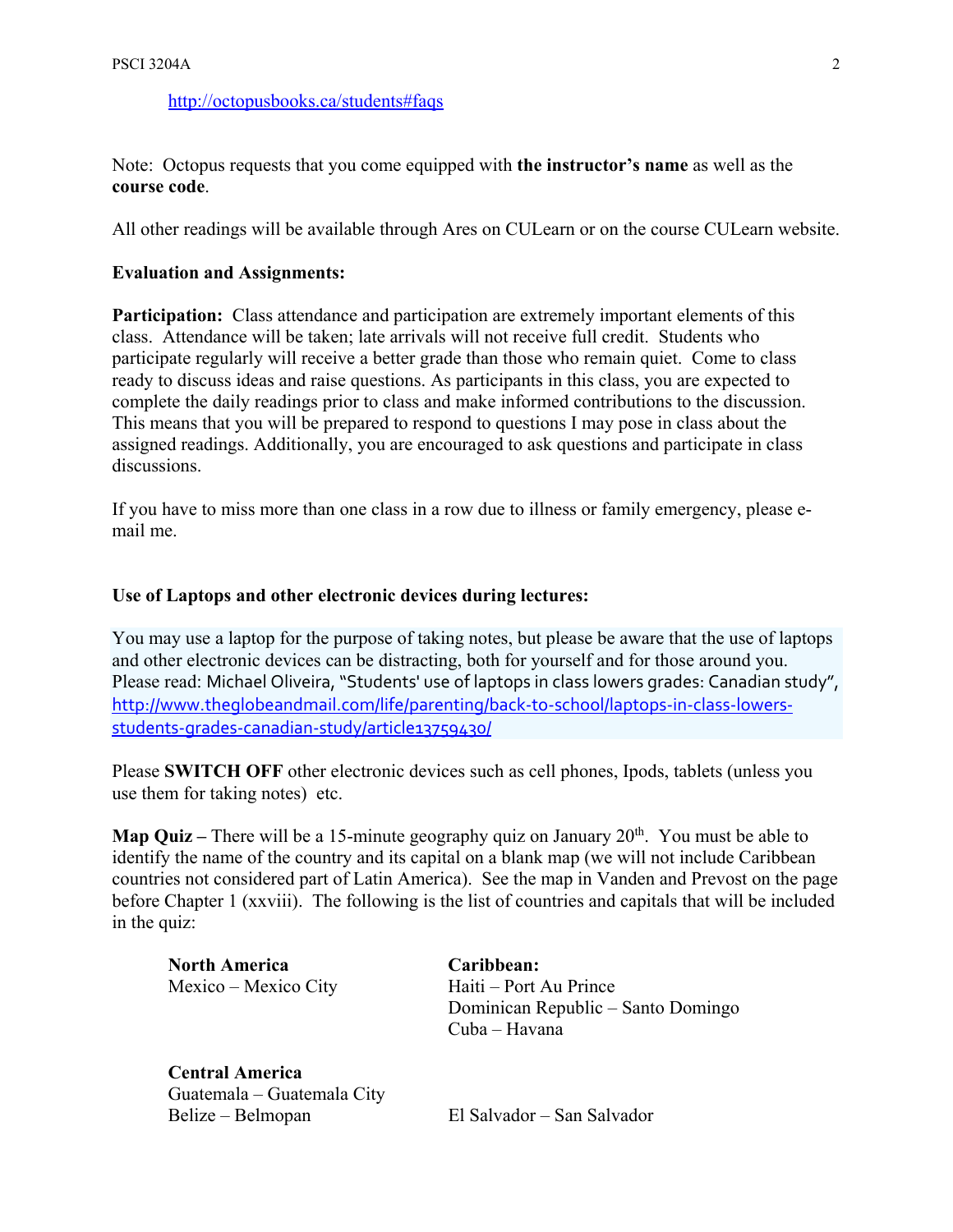http://octopusbooks.ca/students#faqs

Note: Octopus requests that you come equipped with **the instructor's name** as well as the **course code**.

All other readings will be available through Ares on CULearn or on the course CULearn website.

**Evaluation and Assignments:**

**Participation:** Class attendance and participation are extremely important elements of this class. Attendance will be taken; late arrivals will not receive full credit. Students who participate regularly will receive a better grade than those who remain quiet. Come to class ready to discuss ideas and raise questions. As participants in this class, you are expected to complete the daily readings prior to class and make informed contributions to the discussion. This means that you will be prepared to respond to questions I may pose in class about the assigned readings. Additionally, you are encouraged to ask questions and participate in class discussions.

If you have to miss more than one class in a row due to illness or family emergency, please e-mail me.

**Use of Laptops and other electronic devices during lectures:**

You may use a laptop for the purpose of taking notes, but please be aware that the use of laptops and other electronic devices can be distracting, both for yourself and for those around you. Please read: Michael Oliveira, "Students' use of laptops in class lowers grades: Canadian study", http://www.theglobeandmail.com/life/parenting/back-to-school/laptops-in-class-lowers-students-grades-canadian-study/article13759430/

Please **SWITCH OFF** other electronic devices such as cell phones, Ipods, tablets (unless you use them for taking notes) etc.

**Map Quiz –** There will be a 15-minute geography quiz on January 20th. You must be able to identify the name of the country and its capital on a blank map (we will not include Caribbean countries not considered part of Latin America). See the map in Vanden and Prevost on the page before Chapter 1 (xxviii). The following is the list of countries and capitals that will be included in the quiz:

**North America**
Mexico – Mexico City

**Caribbean:**
Haiti – Port Au Prince
Dominican Republic – Santo Domingo
Cuba – Havana

**Central America**
Guatemala – Guatemala City
Belize – Belmopan
El Salvador – San Salvador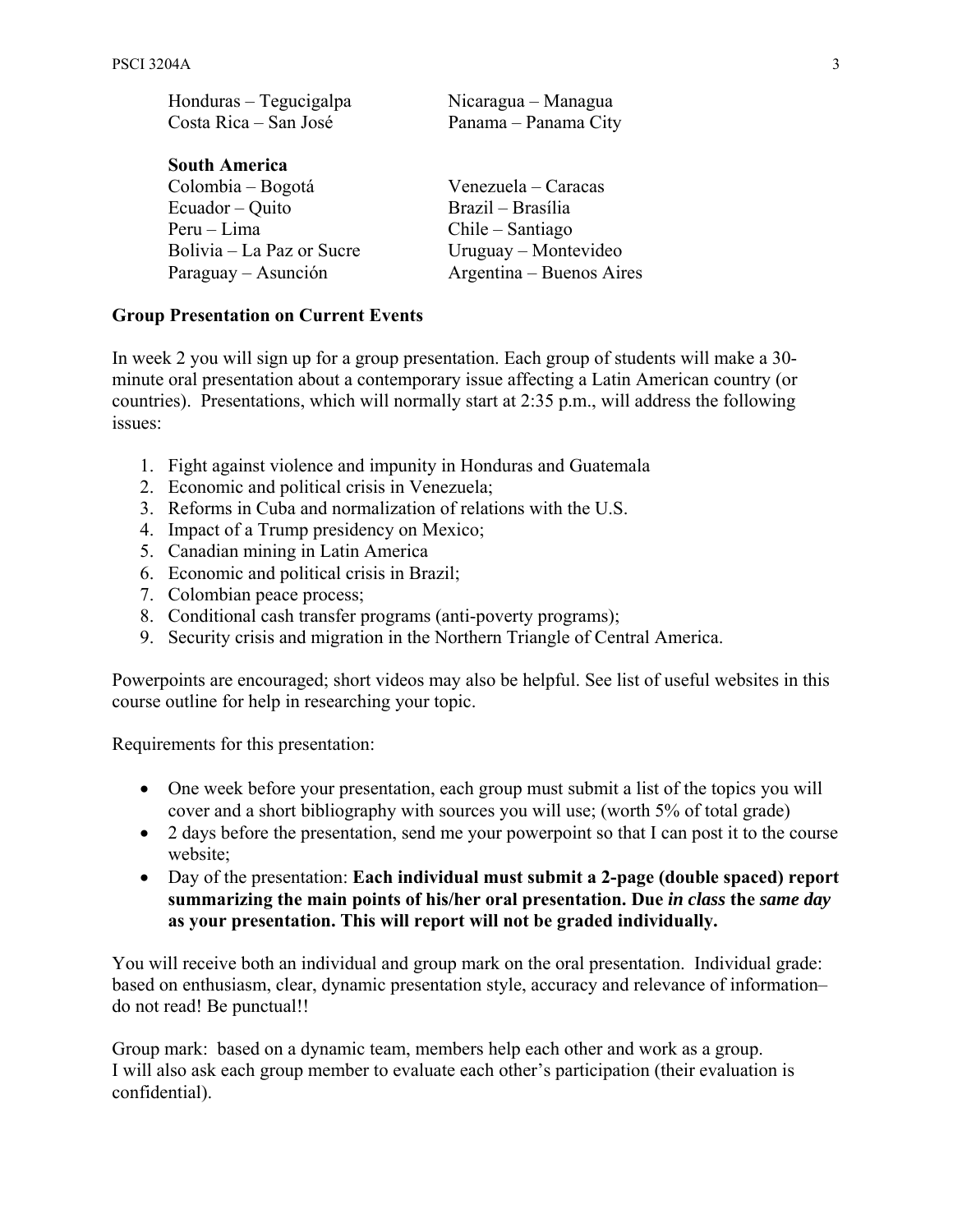Honduras – Tegucigalpa
Nicaragua – Managua
Costa Rica – San José
Panama – Panama City

**South America**

Colombia – Bogotá
Venezuela – Caracas
Ecuador – Quito
Brazil – Brasília
Peru – Lima
Chile – Santiago
Bolivia – La Paz or Sucre
Uruguay – Montevideo
Paraguay – Asunción
Argentina – Buenos Aires

**Group Presentation on Current Events**

In week 2 you will sign up for a group presentation. Each group of students will make a 30-minute oral presentation about a contemporary issue affecting a Latin American country (or countries). Presentations, which will normally start at 2:35 p.m., will address the following issues:

1. Fight against violence and impunity in Honduras and Guatemala
2. Economic and political crisis in Venezuela;
3. Reforms in Cuba and normalization of relations with the U.S.
4. Impact of a Trump presidency on Mexico;
5. Canadian mining in Latin America
6. Economic and political crisis in Brazil;
7. Colombian peace process;
8. Conditional cash transfer programs (anti-poverty programs);
9. Security crisis and migration in the Northern Triangle of Central America.

Powerpoints are encouraged; short videos may also be helpful. See list of useful websites in this course outline for help in researching your topic.

Requirements for this presentation:

- One week before your presentation, each group must submit a list of the topics you will cover and a short bibliography with sources you will use; (worth 5% of total grade)
- 2 days before the presentation, send me your powerpoint so that I can post it to the course website;
- Day of the presentation: **Each individual must submit a 2-page (double spaced) report summarizing the main points of his/her oral presentation. Due *in class* the *same day* as your presentation. This will report will not be graded individually.**

You will receive both an individual and group mark on the oral presentation. Individual grade: based on enthusiasm, clear, dynamic presentation style, accuracy and relevance of information– do not read! Be punctual!!

Group mark: based on a dynamic team, members help each other and work as a group.
I will also ask each group member to evaluate each other's participation (their evaluation is confidential).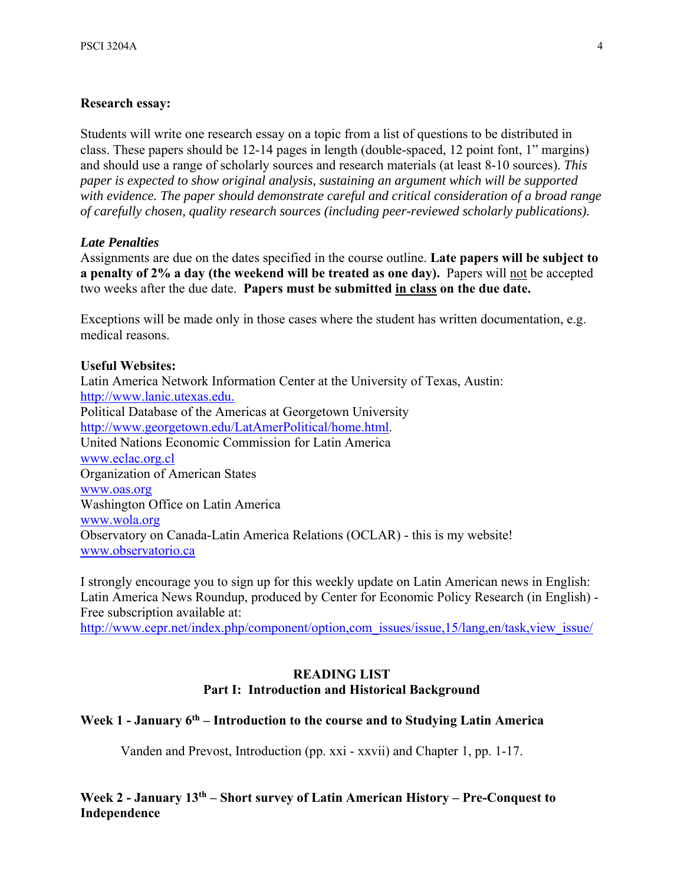**Research essay:**

Students will write one research essay on a topic from a list of questions to be distributed in class. These papers should be 12-14 pages in length (double-spaced, 12 point font, 1" margins) and should use a range of scholarly sources and research materials (at least 8-10 sources). *This paper is expected to show original analysis, sustaining an argument which will be supported with evidence. The paper should demonstrate careful and critical consideration of a broad range of carefully chosen, quality research sources (including peer-reviewed scholarly publications).*

***Late Penalties***

Assignments are due on the dates specified in the course outline. **Late papers will be subject to a penalty of 2% a day (the weekend will be treated as one day).** Papers will not be accepted two weeks after the due date. **Papers must be submitted in class on the due date.**

Exceptions will be made only in those cases where the student has written documentation, e.g. medical reasons.

**Useful Websites:**

Latin America Network Information Center at the University of Texas, Austin:
http://www.lanic.utexas.edu.
Political Database of the Americas at Georgetown University
http://www.georgetown.edu/LatAmerPolitical/home.html.
United Nations Economic Commission for Latin America
www.eclac.org.cl
Organization of American States
www.oas.org
Washington Office on Latin America
www.wola.org
Observatory on Canada-Latin America Relations (OCLAR) - this is my website!
www.observatorio.ca

I strongly encourage you to sign up for this weekly update on Latin American news in English: Latin America News Roundup, produced by Center for Economic Policy Research (in English) - Free subscription available at:
http://www.cepr.net/index.php/component/option,com_issues/issue,15/lang,en/task,view_issue/

## READING LIST
### Part I: Introduction and Historical Background

**Week 1 - January 6th – Introduction to the course and to Studying Latin America**

Vanden and Prevost, Introduction (pp. xxi - xxvii) and Chapter 1, pp. 1-17.

**Week 2 - January 13th – Short survey of Latin American History – Pre-Conquest to Independence**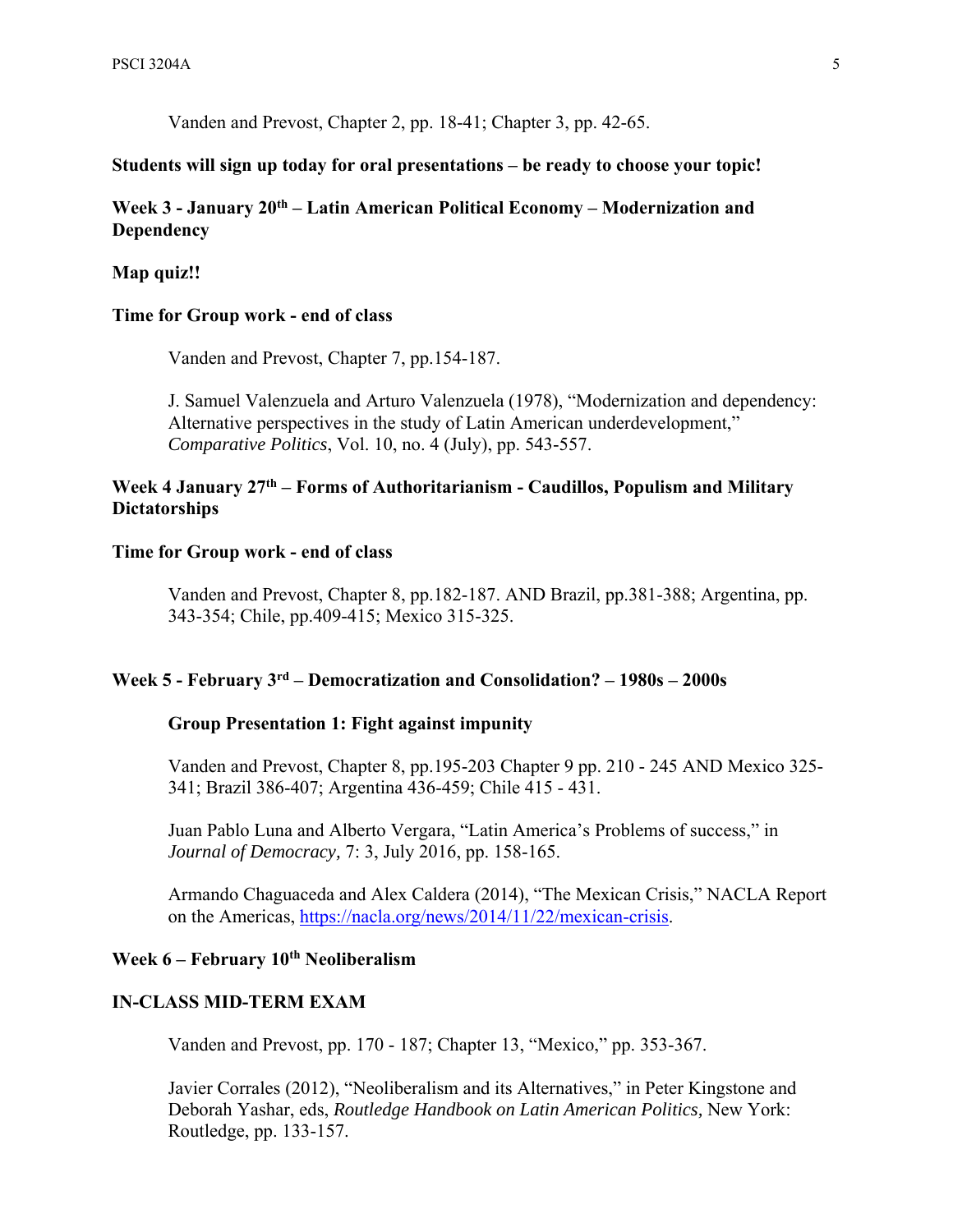Vanden and Prevost, Chapter 2, pp. 18-41; Chapter 3, pp. 42-65.

**Students will sign up today for oral presentations – be ready to choose your topic!**

**Week 3 - January 20th – Latin American Political Economy – Modernization and Dependency**

**Map quiz!!**

**Time for Group work - end of class**

Vanden and Prevost, Chapter 7, pp.154-187.

J. Samuel Valenzuela and Arturo Valenzuela (1978), "Modernization and dependency: Alternative perspectives in the study of Latin American underdevelopment," *Comparative Politics*, Vol. 10, no. 4 (July), pp. 543-557.

**Week 4 January 27th – Forms of Authoritarianism - Caudillos, Populism and Military Dictatorships**

**Time for Group work - end of class**

Vanden and Prevost, Chapter 8, pp.182-187. AND Brazil, pp.381-388; Argentina, pp. 343-354; Chile, pp.409-415; Mexico 315-325.

**Week 5 - February 3rd – Democratization and Consolidation? – 1980s – 2000s**

**Group Presentation 1: Fight against impunity**

Vanden and Prevost, Chapter 8, pp.195-203 Chapter 9 pp. 210 - 245 AND Mexico 325-341; Brazil 386-407; Argentina 436-459; Chile 415 - 431.

Juan Pablo Luna and Alberto Vergara, "Latin America's Problems of success," in *Journal of Democracy,* 7: 3, July 2016, pp. 158-165.

Armando Chaguaceda and Alex Caldera (2014), "The Mexican Crisis," NACLA Report on the Americas, https://nacla.org/news/2014/11/22/mexican-crisis.

**Week 6 – February 10th Neoliberalism**

**IN-CLASS MID-TERM EXAM**

Vanden and Prevost, pp. 170 - 187; Chapter 13, "Mexico," pp. 353-367.

Javier Corrales (2012), "Neoliberalism and its Alternatives," in Peter Kingstone and Deborah Yashar, eds, *Routledge Handbook on Latin American Politics,* New York: Routledge, pp. 133-157.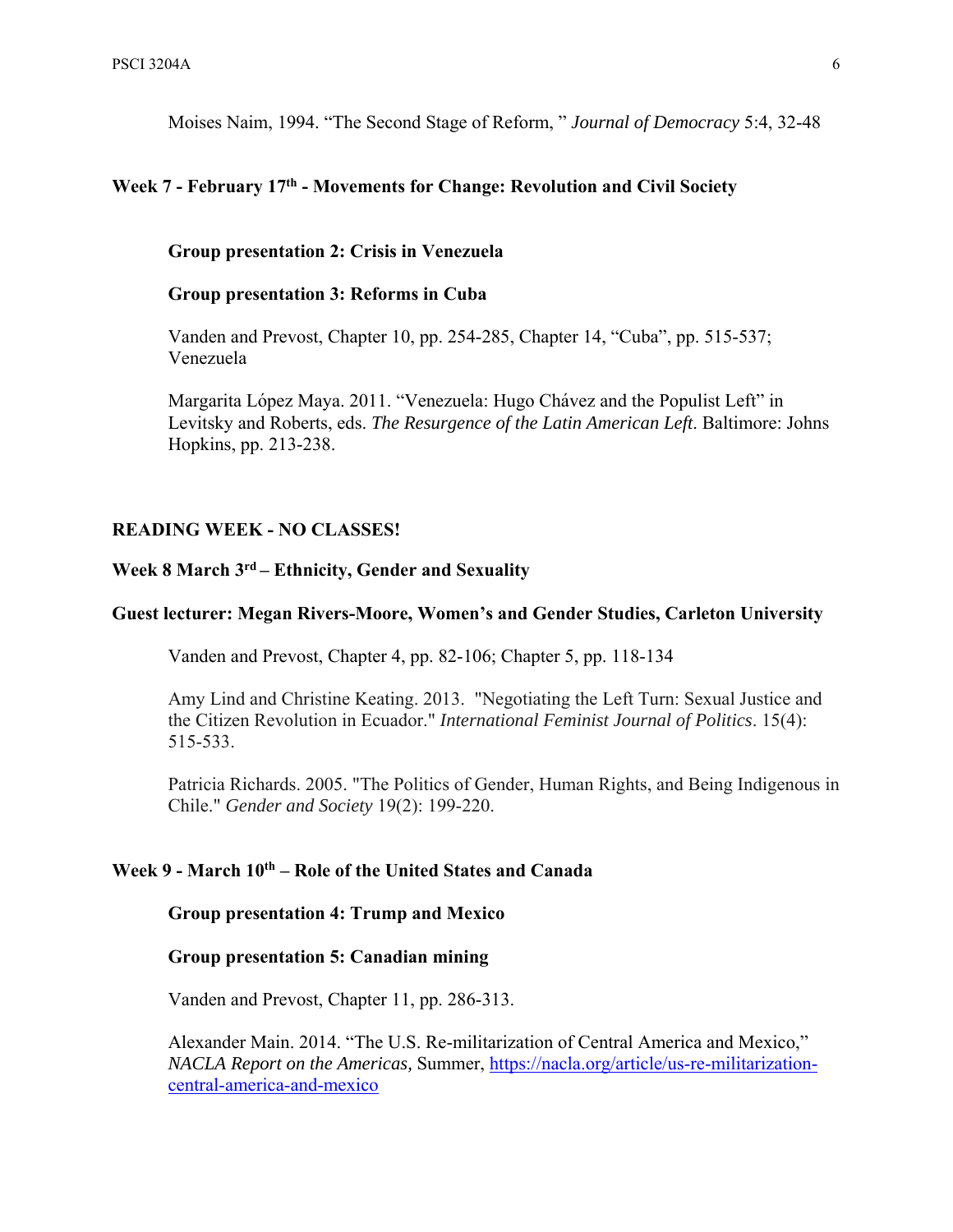Moises Naim, 1994. "The Second Stage of Reform, " *Journal of Democracy* 5:4, 32-48

### Week 7 - February 17th - Movements for Change: Revolution and Civil Society

**Group presentation 2: Crisis in Venezuela**

**Group presentation 3: Reforms in Cuba**

Vanden and Prevost, Chapter 10, pp. 254-285, Chapter 14, "Cuba", pp. 515-537; Venezuela

Margarita López Maya. 2011. "Venezuela: Hugo Chávez and the Populist Left" in Levitsky and Roberts, eds. *The Resurgence of the Latin American Left*. Baltimore: Johns Hopkins, pp. 213-238.

### READING WEEK - NO CLASSES!

### Week 8 March 3rd – Ethnicity, Gender and Sexuality

**Guest lecturer: Megan Rivers-Moore, Women's and Gender Studies, Carleton University**

Vanden and Prevost, Chapter 4, pp. 82-106; Chapter 5, pp. 118-134

Amy Lind and Christine Keating. 2013. "Negotiating the Left Turn: Sexual Justice and the Citizen Revolution in Ecuador." *International Feminist Journal of Politics*. 15(4): 515-533.

Patricia Richards. 2005. "The Politics of Gender, Human Rights, and Being Indigenous in Chile." *Gender and Society* 19(2): 199-220.

### Week 9 - March 10th – Role of the United States and Canada

**Group presentation 4: Trump and Mexico**

**Group presentation 5: Canadian mining**

Vanden and Prevost, Chapter 11, pp. 286-313.

Alexander Main. 2014. "The U.S. Re-militarization of Central America and Mexico," *NACLA Report on the Americas,* Summer, https://nacla.org/article/us-re-militarization-central-america-and-mexico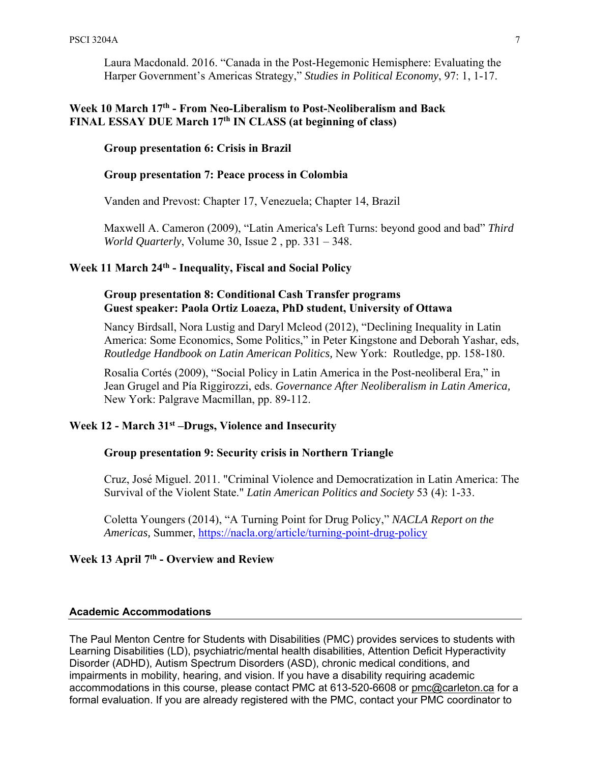Laura Macdonald. 2016. "Canada in the Post-Hegemonic Hemisphere: Evaluating the Harper Government's Americas Strategy," *Studies in Political Economy*, 97: 1, 1-17.

**Week 10 March 17th - From Neo-Liberalism to Post-Neoliberalism and Back**
**FINAL ESSAY DUE March 17th IN CLASS (at beginning of class)**

**Group presentation 6: Crisis in Brazil**

**Group presentation 7: Peace process in Colombia**

Vanden and Prevost: Chapter 17, Venezuela; Chapter 14, Brazil

Maxwell A. Cameron (2009), "Latin America's Left Turns: beyond good and bad" *Third World Quarterly*, Volume 30, Issue 2 , pp. 331 – 348.

**Week 11 March 24th - Inequality, Fiscal and Social Policy**

**Group presentation 8: Conditional Cash Transfer programs**
**Guest speaker: Paola Ortiz Loaeza, PhD student, University of Ottawa**

Nancy Birdsall, Nora Lustig and Daryl Mcleod (2012), "Declining Inequality in Latin America: Some Economics, Some Politics," in Peter Kingstone and Deborah Yashar, eds, *Routledge Handbook on Latin American Politics,* New York: Routledge, pp. 158-180.

Rosalia Cortés (2009), "Social Policy in Latin America in the Post-neoliberal Era," in Jean Grugel and Pía Riggirozzi, eds. *Governance After Neoliberalism in Latin America,* New York: Palgrave Macmillan, pp. 89-112.

**Week 12 - March 31st –Drugs, Violence and Insecurity**

**Group presentation 9: Security crisis in Northern Triangle**

Cruz, José Miguel. 2011. "Criminal Violence and Democratization in Latin America: The Survival of the Violent State." *Latin American Politics and Society* 53 (4): 1-33.

Coletta Youngers (2014), "A Turning Point for Drug Policy," *NACLA Report on the Americas,* Summer, https://nacla.org/article/turning-point-drug-policy

**Week 13 April 7th - Overview and Review**

## Academic Accommodations

The Paul Menton Centre for Students with Disabilities (PMC) provides services to students with Learning Disabilities (LD), psychiatric/mental health disabilities, Attention Deficit Hyperactivity Disorder (ADHD), Autism Spectrum Disorders (ASD), chronic medical conditions, and impairments in mobility, hearing, and vision. If you have a disability requiring academic accommodations in this course, please contact PMC at 613-520-6608 or pmc@carleton.ca for a formal evaluation. If you are already registered with the PMC, contact your PMC coordinator to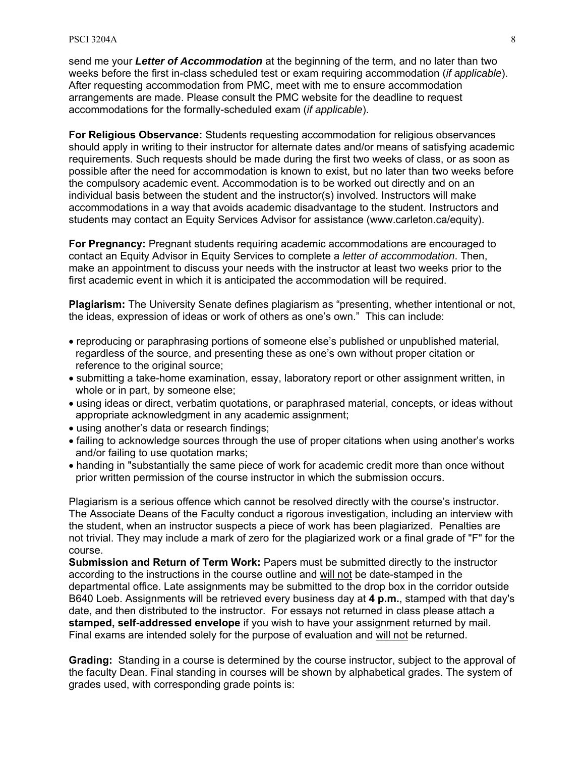send me your ***Letter of Accommodation*** at the beginning of the term, and no later than two weeks before the first in-class scheduled test or exam requiring accommodation (*if applicable*). After requesting accommodation from PMC, meet with me to ensure accommodation arrangements are made. Please consult the PMC website for the deadline to request accommodations for the formally-scheduled exam (*if applicable*).

**For Religious Observance:** Students requesting accommodation for religious observances should apply in writing to their instructor for alternate dates and/or means of satisfying academic requirements. Such requests should be made during the first two weeks of class, or as soon as possible after the need for accommodation is known to exist, but no later than two weeks before the compulsory academic event. Accommodation is to be worked out directly and on an individual basis between the student and the instructor(s) involved. Instructors will make accommodations in a way that avoids academic disadvantage to the student. Instructors and students may contact an Equity Services Advisor for assistance (www.carleton.ca/equity).

**For Pregnancy:** Pregnant students requiring academic accommodations are encouraged to contact an Equity Advisor in Equity Services to complete a *letter of accommodation*. Then, make an appointment to discuss your needs with the instructor at least two weeks prior to the first academic event in which it is anticipated the accommodation will be required.

**Plagiarism:** The University Senate defines plagiarism as "presenting, whether intentional or not, the ideas, expression of ideas or work of others as one's own." This can include:

- reproducing or paraphrasing portions of someone else's published or unpublished material, regardless of the source, and presenting these as one's own without proper citation or reference to the original source;
- submitting a take-home examination, essay, laboratory report or other assignment written, in whole or in part, by someone else;
- using ideas or direct, verbatim quotations, or paraphrased material, concepts, or ideas without appropriate acknowledgment in any academic assignment;
- using another's data or research findings;
- failing to acknowledge sources through the use of proper citations when using another's works and/or failing to use quotation marks;
- handing in "substantially the same piece of work for academic credit more than once without prior written permission of the course instructor in which the submission occurs.

Plagiarism is a serious offence which cannot be resolved directly with the course's instructor. The Associate Deans of the Faculty conduct a rigorous investigation, including an interview with the student, when an instructor suspects a piece of work has been plagiarized. Penalties are not trivial. They may include a mark of zero for the plagiarized work or a final grade of "F" for the course.

**Submission and Return of Term Work:** Papers must be submitted directly to the instructor according to the instructions in the course outline and <u>will not</u> be date-stamped in the departmental office. Late assignments may be submitted to the drop box in the corridor outside B640 Loeb. Assignments will be retrieved every business day at **4 p.m.**, stamped with that day's date, and then distributed to the instructor. For essays not returned in class please attach a **stamped, self-addressed envelope** if you wish to have your assignment returned by mail. Final exams are intended solely for the purpose of evaluation and <u>will not</u> be returned.

**Grading:** Standing in a course is determined by the course instructor, subject to the approval of the faculty Dean. Final standing in courses will be shown by alphabetical grades. The system of grades used, with corresponding grade points is: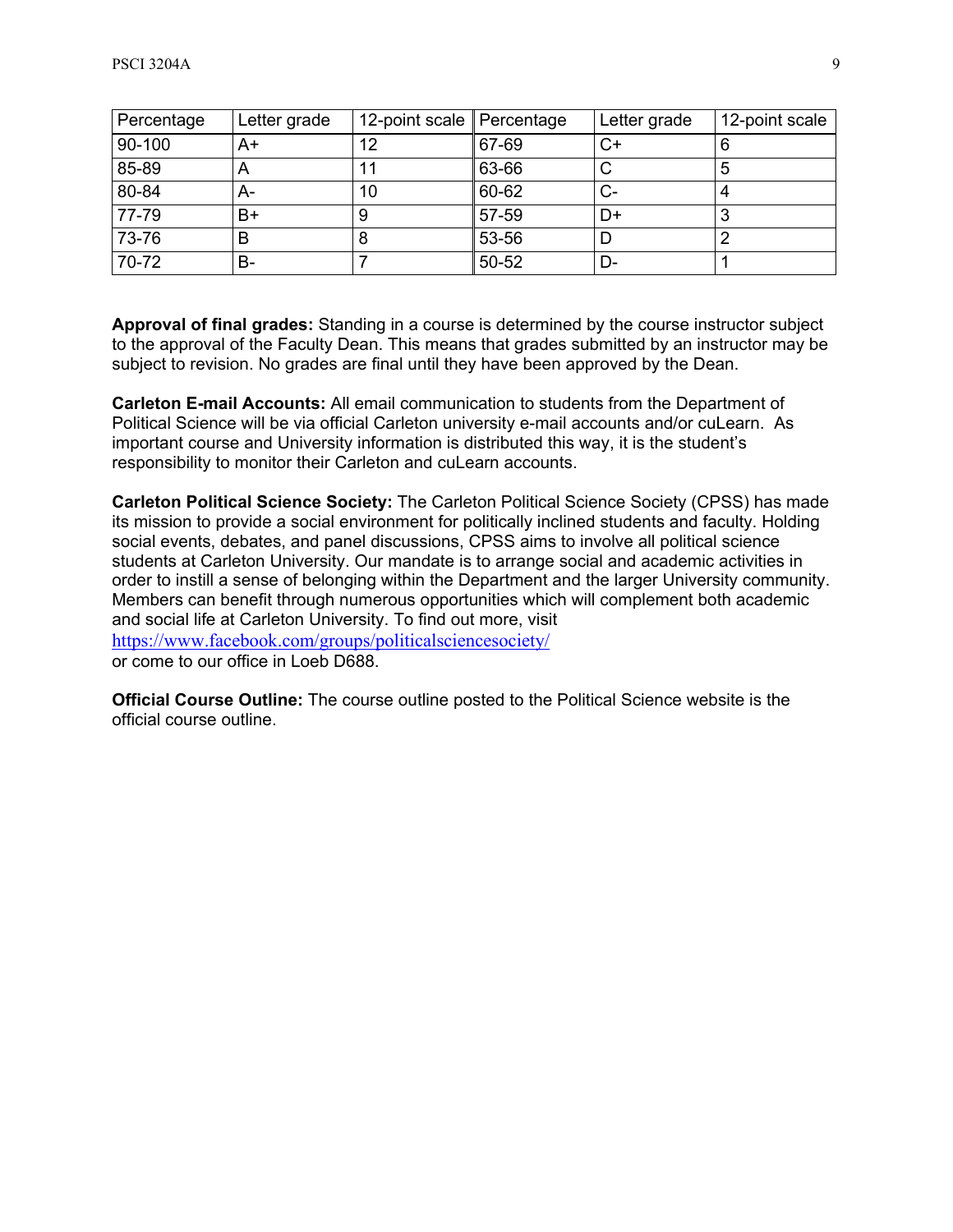| Percentage | Letter grade | 12-point scale | Percentage | Letter grade | 12-point scale |
|---|---|---|---|---|---|
| 90-100 | A+ | 12 | 67-69 | C+ | 6 |
| 85-89 | A | 11 | 63-66 | C | 5 |
| 80-84 | A- | 10 | 60-62 | C- | 4 |
| 77-79 | B+ | 9 | 57-59 | D+ | 3 |
| 73-76 | B | 8 | 53-56 | D | 2 |
| 70-72 | B- | 7 | 50-52 | D- | 1 |

**Approval of final grades:** Standing in a course is determined by the course instructor subject to the approval of the Faculty Dean. This means that grades submitted by an instructor may be subject to revision. No grades are final until they have been approved by the Dean.

**Carleton E-mail Accounts:** All email communication to students from the Department of Political Science will be via official Carleton university e-mail accounts and/or cuLearn. As important course and University information is distributed this way, it is the student's responsibility to monitor their Carleton and cuLearn accounts.

**Carleton Political Science Society:** The Carleton Political Science Society (CPSS) has made its mission to provide a social environment for politically inclined students and faculty. Holding social events, debates, and panel discussions, CPSS aims to involve all political science students at Carleton University. Our mandate is to arrange social and academic activities in order to instill a sense of belonging within the Department and the larger University community. Members can benefit through numerous opportunities which will complement both academic and social life at Carleton University. To find out more, visit https://www.facebook.com/groups/politicalsciencesociety/
or come to our office in Loeb D688.

**Official Course Outline:** The course outline posted to the Political Science website is the official course outline.